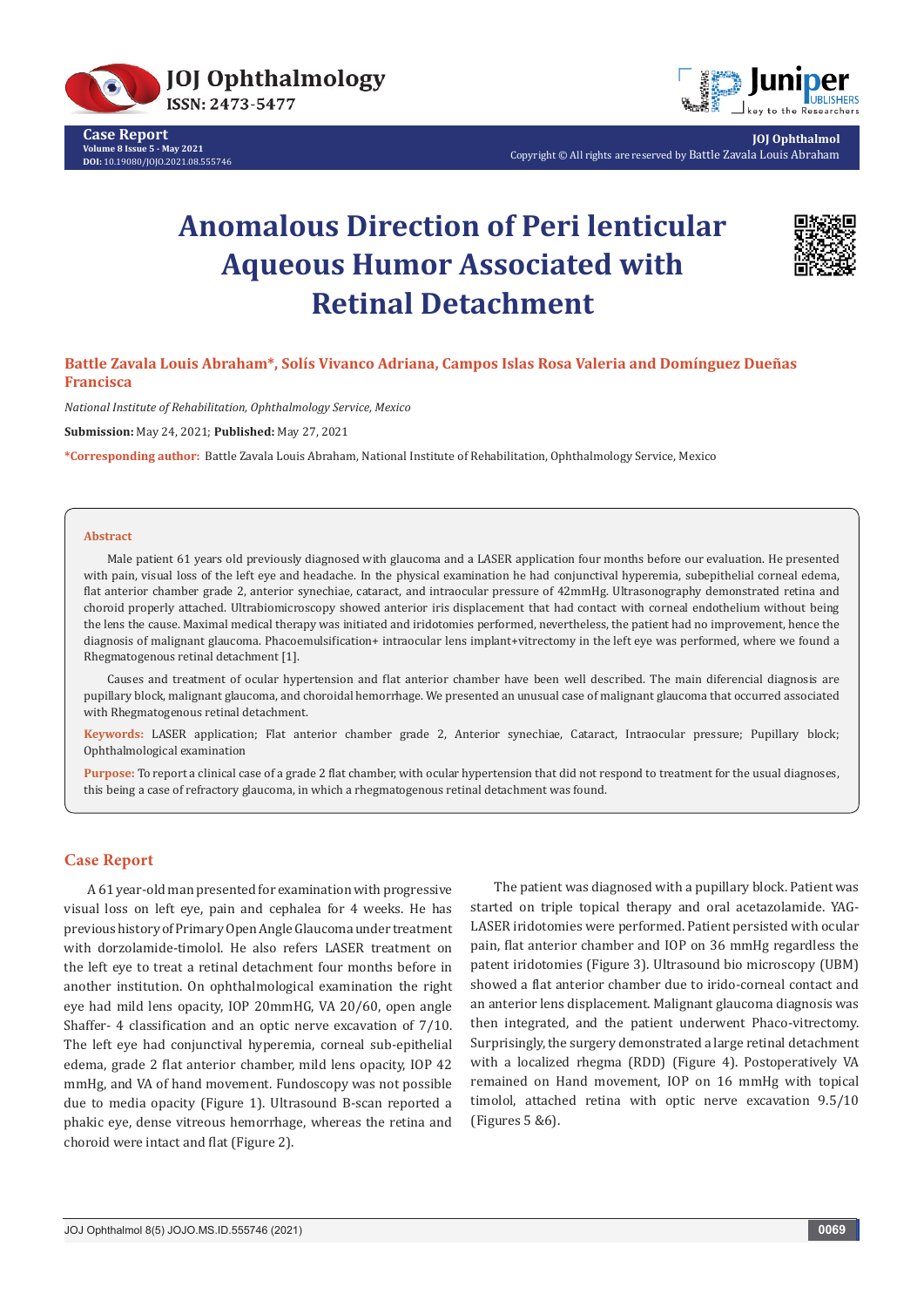Case Report

Volume 8 Issue 5 - May 2021

DOI: 10.19080/JOJO.2021.08.555746

**JOJ Ophthalmol**

Copyright © All rights are reserved by Battle Zavala Louis Abraham

# Anomalous Direction of Peri lenticular Aqueous Humor Associated with Retinal Detachment

**Battle Zavala Louis Abraham*, Solís Vivanco Adriana, Campos Islas Rosa Valeria and Domínguez Dueñas Francisca**

*National Institute of Rehabilitation, Ophthalmology Service, Mexico*

**Submission:** May 24, 2021; **Published:** May 27, 2021

***Corresponding author:** Battle Zavala Louis Abraham, National Institute of Rehabilitation, Ophthalmology Service, Mexico

## Abstract

Male patient 61 years old previously diagnosed with glaucoma and a LASER application four months before our evaluation. He presented with pain, visual loss of the left eye and headache. In the physical examination he had conjunctival hyperemia, subepithelial corneal edema, flat anterior chamber grade 2, anterior synechiae, cataract, and intraocular pressure of 42mmHg. Ultrasonography demonstrated retina and choroid properly attached. Ultrabiomicroscopy showed anterior iris displacement that had contact with corneal endothelium without being the lens the cause. Maximal medical therapy was initiated and iridotomies performed, nevertheless, the patient had no improvement, hence the diagnosis of malignant glaucoma. Phacoemulsification+ intraocular lens implant+vitrectomy in the left eye was performed, where we found a Rhegmatogenous retinal detachment [1].

Causes and treatment of ocular hypertension and flat anterior chamber have been well described. The main diferencial diagnosis are pupillary block, malignant glaucoma, and choroidal hemorrhage. We presented an unusual case of malignant glaucoma that occurred associated with Rhegmatogenous retinal detachment.

**Keywords:** LASER application; Flat anterior chamber grade 2, Anterior synechiae, Cataract, Intraocular pressure; Pupillary block; Ophthalmological examination

**Purpose:** To report a clinical case of a grade 2 flat chamber, with ocular hypertension that did not respond to treatment for the usual diagnoses, this being a case of refractory glaucoma, in which a rhegmatogenous retinal detachment was found.

## Case Report

A 61 year-old man presented for examination with progressive visual loss on left eye, pain and cephalea for 4 weeks. He has previous history of Primary Open Angle Glaucoma under treatment with dorzolamide-timolol. He also refers LASER treatment on the left eye to treat a retinal detachment four months before in another institution. On ophthalmological examination the right eye had mild lens opacity, IOP 20mmHG, VA 20/60, open angle Shaffer- 4 classification and an optic nerve excavation of 7/10. The left eye had conjunctival hyperemia, corneal sub-epithelial edema, grade 2 flat anterior chamber, mild lens opacity, IOP 42 mmHg, and VA of hand movement. Fundoscopy was not possible due to media opacity (Figure 1). Ultrasound B-scan reported a phakic eye, dense vitreous hemorrhage, whereas the retina and choroid were intact and flat (Figure 2).

The patient was diagnosed with a pupillary block. Patient was started on triple topical therapy and oral acetazolamide. YAG-LASER iridotomies were performed. Patient persisted with ocular pain, flat anterior chamber and IOP on 36 mmHg regardless the patent iridotomies (Figure 3). Ultrasound bio microscopy (UBM) showed a flat anterior chamber due to irido-corneal contact and an anterior lens displacement. Malignant glaucoma diagnosis was then integrated, and the patient underwent Phaco-vitrectomy. Surprisingly, the surgery demonstrated a large retinal detachment with a localized rhegma (RDD) (Figure 4). Postoperatively VA remained on Hand movement, IOP on 16 mmHg with topical timolol, attached retina with optic nerve excavation 9.5/10 (Figures 5 &6).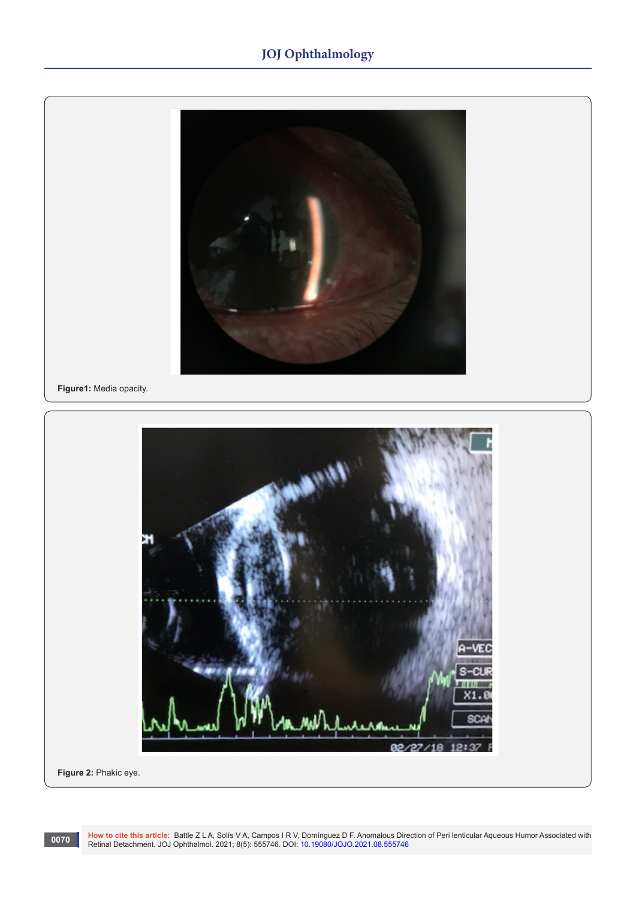Figure1: Media opacity.

Figure 2: Phakic eye.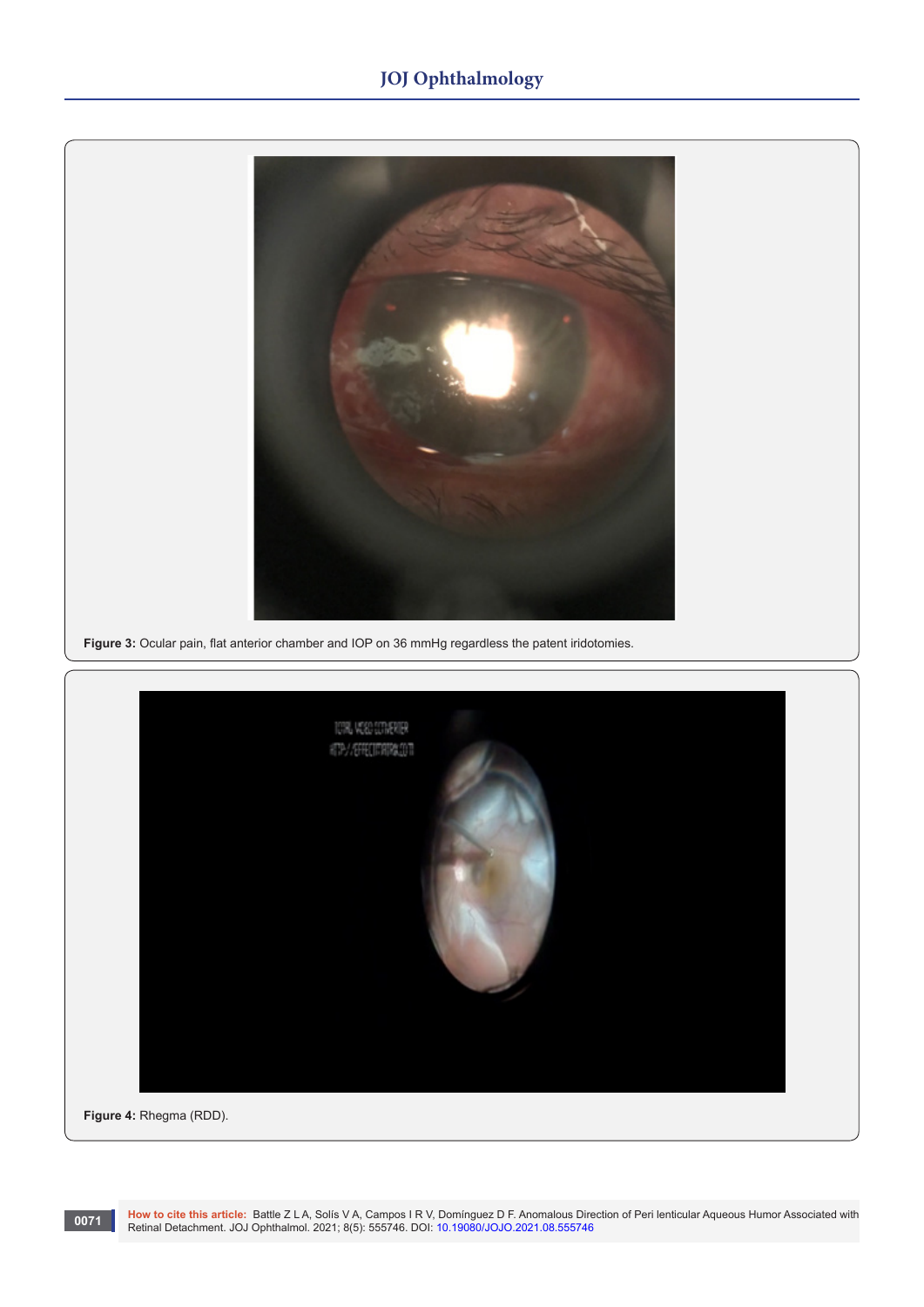**Figure 3:** Ocular pain, flat anterior chamber and IOP on 36 mmHg regardless the patent iridotomies.

**Figure 4:** Rhegma (RDD).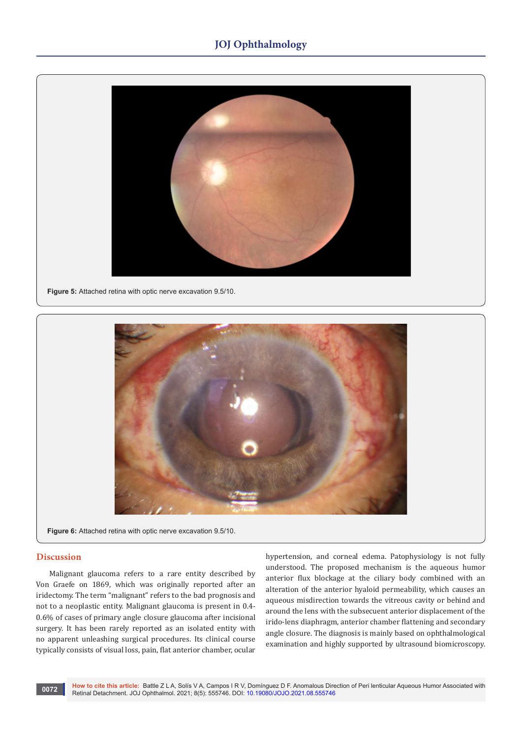Figure 5: Attached retina with optic nerve excavation 9.5/10.

Figure 6: Attached retina with optic nerve excavation 9.5/10.

## Discussion

Malignant glaucoma refers to a rare entity described by Von Graefe on 1869, which was originally reported after an iridectomy. The term "malignant" refers to the bad prognosis and not to a neoplastic entity. Malignant glaucoma is present in 0.4-0.6% of cases of primary angle closure glaucoma after incisional surgery. It has been rarely reported as an isolated entity with no apparent unleashing surgical procedures. Its clinical course typically consists of visual loss, pain, flat anterior chamber, ocular hypertension, and corneal edema. Patophysiology is not fully understood. The proposed mechanism is the aqueous humor anterior flux blockage at the ciliary body combined with an alteration of the anterior hyaloid permeability, which causes an aqueous misdirection towards the vitreous cavity or behind and around the lens with the subsecuent anterior displacement of the irido-lens diaphragm, anterior chamber flattening and secondary angle closure. The diagnosis is mainly based on ophthalmological examination and highly supported by ultrasound biomicroscopy.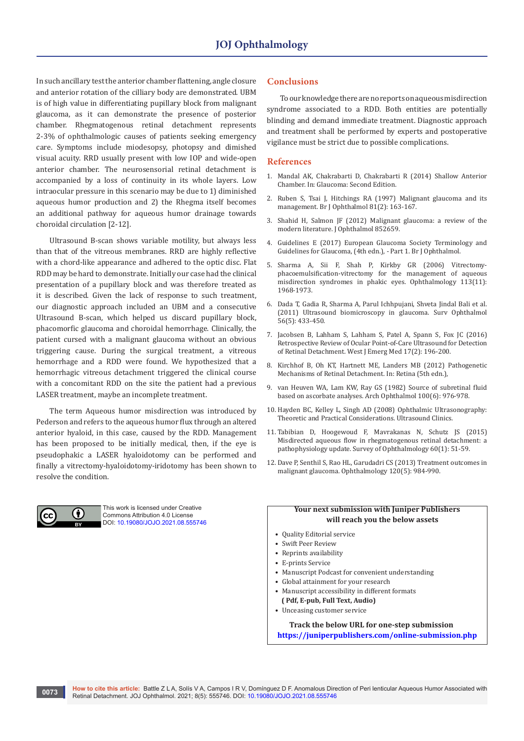In such ancillary test the anterior chamber flattening, angle closure and anterior rotation of the cilliary body are demonstrated. UBM is of high value in differentiating pupillary block from malignant glaucoma, as it can demonstrate the presence of posterior chamber. Rhegmatogenous retinal detachment represents 2-3% of ophthalmologic causes of patients seeking emergency care. Symptoms include miodesopsy, photopsy and dimished visual acuity. RRD usually present with low IOP and wide-open anterior chamber. The neurosensorial retinal detachment is accompanied by a loss of continuity in its whole layers. Low intraocular pressure in this scenario may be due to 1) diminished aqueous humor production and 2) the Rhegma itself becomes an additional pathway for aqueous humor drainage towards choroidal circulation [2-12].

Ultrasound B-scan shows variable motility, but always less than that of the vitreous membranes. RRD are highly reflective with a chord-like appearance and adhered to the optic disc. Flat RDD may be hard to demonstrate. Initially our case had the clinical presentation of a pupillary block and was therefore treated as it is described. Given the lack of response to such treatment, our diagnostic approach included an UBM and a consecutive Ultrasound B-scan, which helped us discard pupillary block, phacomorfic glaucoma and choroidal hemorrhage. Clinically, the patient cursed with a malignant glaucoma without an obvious triggering cause. During the surgical treatment, a vitreous hemorrhage and a RDD were found. We hypothesized that a hemorrhagic vitreous detachment triggered the clinical course with a concomitant RDD on the site the patient had a previous LASER treatment, maybe an incomplete treatment.

The term Aqueous humor misdirection was introduced by Pederson and refers to the aqueous humor flux through an altered anterior hyaloid, in this case, caused by the RDD. Management has been proposed to be initially medical, then, if the eye is pseudophakic a LASER hyaloidotomy can be performed and finally a vitrectomy-hyaloidotomy-iridotomy has been shown to resolve the condition.

## Conclusions

To our knowledge there are no reports on aqueous misdirection syndrome associated to a RDD. Both entities are potentially blinding and demand immediate treatment. Diagnostic approach and treatment shall be performed by experts and postoperative vigilance must be strict due to possible complications.

## References

1. Mandal AK, Chakrabarti D, Chakrabarti R (2014) Shallow Anterior Chamber. In: Glaucoma: Second Edition.
2. Ruben S, Tsai J, Hitchings RA (1997) Malignant glaucoma and its management. Br J Ophthalmol 81(2): 163-167.
3. Shahid H, Salmon JF (2012) Malignant glaucoma: a review of the modern literature. J Ophthalmol 852659.
4. Guidelines E (2017) European Glaucoma Society Terminology and Guidelines for Glaucoma, (4th edn.), - Part 1. Br J Ophthalmol.
5. Sharma A, Sii F, Shah P, Kirkby GR (2006) Vitrectomy-phacoemulsification-vitrectomy for the management of aqueous misdirection syndromes in phakic eyes. Ophthalmology 113(11): 1968-1973.
6. Dada T, Gadia R, Sharma A, Parul Ichhpujani, Shveta Jindal Bali et al. (2011) Ultrasound biomicroscopy in glaucoma. Surv Ophthalmol 56(5): 433-450.
7. Jacobsen B, Lahham S, Lahham S, Patel A, Spann S, Fox JC (2016) Retrospective Review of Ocular Point-of-Care Ultrasound for Detection of Retinal Detachment. West J Emerg Med 17(2): 196-200.
8. Kirchhof B, Oh KT, Hartnett ME, Landers MB (2012) Pathogenetic Mechanisms of Retinal Detachment. In: Retina (5th edn.),
9. van Heuven WA, Lam KW, Ray GS (1982) Source of subretinal fluid based on ascorbate analyses. Arch Ophthalmol 100(6): 976-978.
10. Hayden BC, Kelley L, Singh AD (2008) Ophthalmic Ultrasonography: Theoretic and Practical Considerations. Ultrasound Clinics.
11. Tabibian D, Hoogewoud F, Mavrakanas N, Schutz JS (2015) Misdirected aqueous flow in rhegmatogenous retinal detachment: a pathophysiology update. Survey of Ophthalmology 60(1): 51-59.
12. Dave P, Senthil S, Rao HL, Garudadri CS (2013) Treatment outcomes in malignant glaucoma. Ophthalmology 120(5): 984-990.

This work is licensed under Creative Commons Attribution 4.0 License
DOI: 10.19080/JOJO.2021.08.555746

**Your next submission with Juniper Publishers will reach you the below assets**

- Quality Editorial service
- Swift Peer Review
- Reprints availability
- E-prints Service
- Manuscript Podcast for convenient understanding
- Global attainment for your research
- Manuscript accessibility in different formats
  **( Pdf, E-pub, Full Text, Audio)**
- Unceasing customer service

**Track the below URL for one-step submission**
**https://juniperpublishers.com/online-submission.php**

**How to cite this article:** Battle Z L A, Solís V A, Campos I R V, Domínguez D F. Anomalous Direction of Peri lenticular Aqueous Humor Associated with Retinal Detachment. JOJ Ophthalmol. 2021; 8(5): 555746. DOI: 10.19080/JOJO.2021.08.555746